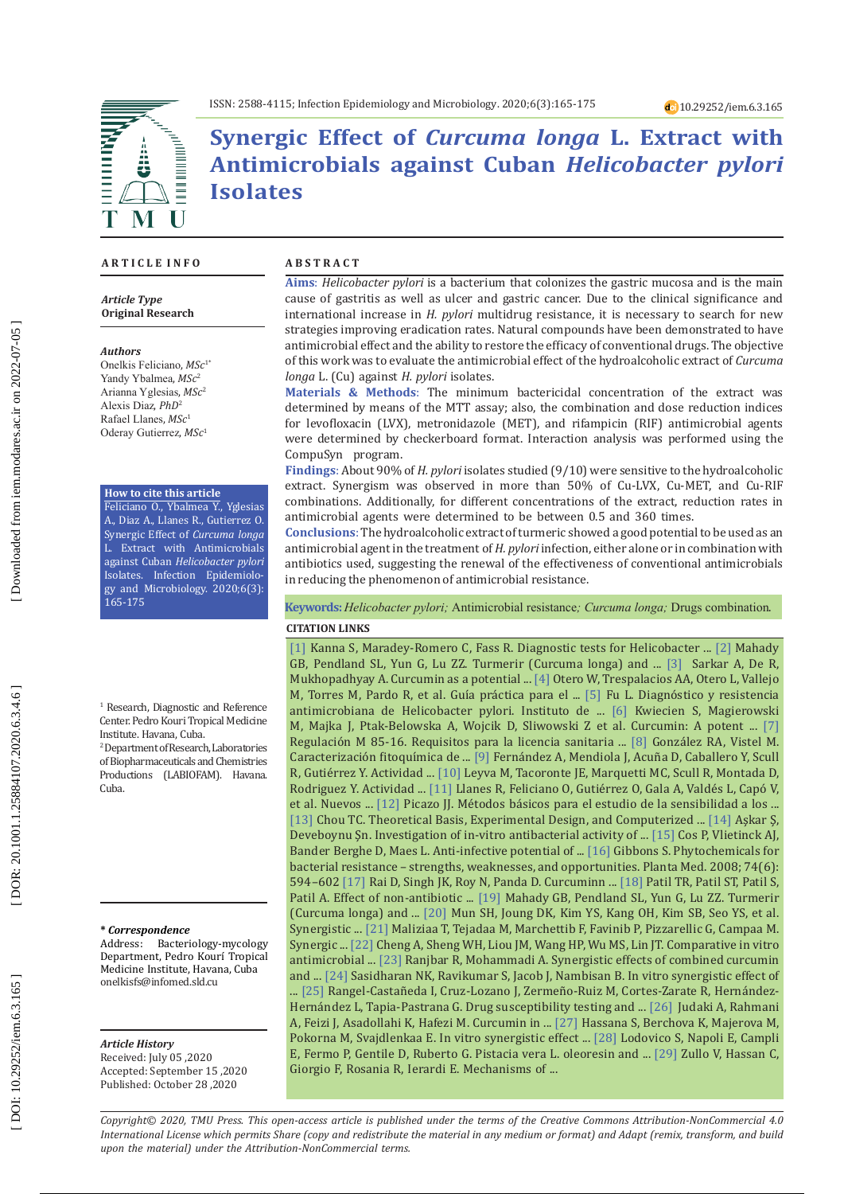ISSN: 2588-4115; Infection Epidemiology and Microbiology. 2020;6(3):165-175

10.29252/iem.6.3.165

# Synergic Effect of *Curcuma longa* L. Extract with Antimicrobials against Cuban *Helicobacter pylori* Isolates

## ARTICLE INFO

***Article Type***
**Original Research**

***Authors***
Onelkis Feliciano, *MSc*[1*]
Yandy Ybalmea, *MSc*[2]
Arianna Yglesias, *MSc*[2]
Alexis Diaz, *PhD*[2]
Rafael Llanes, *MSc*[1]
Oderay Gutierrez, *MSc*[1]

**How to cite this article**
Feliciano O., Ybalmea Y., Yglesias A., Diaz A., Llanes R., Gutierrez O. Synergic Effect of *Curcuma longa* L. Extract with Antimicrobials against Cuban *Helicobacter pylori* Isolates. Infection Epidemiology and Microbiology. 2020;6(3): 165-175

[1] Research, Diagnostic and Reference Center. Pedro Kouri Tropical Medicine Institute. Havana, Cuba.
[2] Department of Research, Laboratories of Biopharmaceuticals and Chemistries Productions (LABIOFAM). Havana. Cuba.

***\* Correspondence***
Address: Bacteriology-mycology Department, Pedro Kourí Tropical Medicine Institute, Havana, Cuba
onelkisfs@infomed.sld.cu

***Article History***
Received: July 05 ,2020
Accepted: September 15 ,2020
Published: October 28 ,2020

## ABSTRACT

**Aims**: *Helicobacter pylori* is a bacterium that colonizes the gastric mucosa and is the main cause of gastritis as well as ulcer and gastric cancer. Due to the clinical significance and international increase in *H. pylori* multidrug resistance, it is necessary to search for new strategies improving eradication rates. Natural compounds have been demonstrated to have antimicrobial effect and the ability to restore the efficacy of conventional drugs. The objective of this work was to evaluate the antimicrobial effect of the hydroalcoholic extract of *Curcuma longa* L. (Cu) against *H. pylori* isolates.

**Materials & Methods**: The minimum bactericidal concentration of the extract was determined by means of the MTT assay; also, the combination and dose reduction indices for levofloxacin (LVX), metronidazole (MET), and rifampicin (RIF) antimicrobial agents were determined by checkerboard format. Interaction analysis was performed using the CompuSyn program.

**Findings**: About 90% of *H. pylori* isolates studied (9/10) were sensitive to the hydroalcoholic extract. Synergism was observed in more than 50% of Cu-LVX, Cu-MET, and Cu-RIF combinations. Additionally, for different concentrations of the extract, reduction rates in antimicrobial agents were determined to be between 0.5 and 360 times.

**Conclusions**: The hydroalcoholic extract of turmeric showed a good potential to be used as an antimicrobial agent in the treatment of *H. pylori* infection, either alone or in combination with antibiotics used, suggesting the renewal of the effectiveness of conventional antimicrobials in reducing the phenomenon of antimicrobial resistance.

**Keywords:** *Helicobacter pylori;* Antimicrobial resistance*; Curcuma longa;* Drugs combination.

**CITATION LINKS**

[1] Kanna S, Maradey-Romero C, Fass R. Diagnostic tests for Helicobacter ... [2] Mahady GB, Pendland SL, Yun G, Lu ZZ. Turmerir (Curcuma longa) and ... [3] Sarkar A, De R, Mukhopadhyay A. Curcumin as a potential ... [4] Otero W, Trespalacios AA, Otero L, Vallejo M, Torres M, Pardo R, et al. Guía práctica para el ... [5] Fu L. Diagnóstico y resistencia antimicrobiana de Helicobacter pylori. Instituto de ... [6] Kwiecien S, Magierowski M, Majka J, Ptak-Belowska A, Wojcik D, Sliwowski Z et al. Curcumin: A potent ... [7] Regulación M 85-16. Requisitos para la licencia sanitaria ... [8] González RA, Vistel M. Caracterización fitoquímica de ... [9] Fernández A, Mendiola J, Acuña D, Caballero Y, Scull R, Gutiérrez Y. Actividad ... [10] Leyva M, Tacoronte JE, Marquetti MC, Scull R, Montada D, Rodriguez Y. Actividad ... [11] Llanes R, Feliciano O, Gutiérrez O, Gala A, Valdés L, Capó V, et al. Nuevos ... [12] Picazo JJ. Métodos básicos para el estudio de la sensibilidad a los ... [13] Chou TC. Theoretical Basis, Experimental Design, and Computerized ... [14] Aşkar Ş, Deveboynu Şn. Investigation of in-vitro antibacterial activity of ... [15] Cos P, Vlietinck AJ, Bander Berghe D, Maes L. Anti-infective potential of ... [16] Gibbons S. Phytochemicals for bacterial resistance – strengths, weaknesses, and opportunities. Planta Med. 2008; 74(6): 594–602 [17] Rai D, Singh JK, Roy N, Panda D. Curcuminn ... [18] Patil TR, Patil ST, Patil S, Patil A. Effect of non-antibiotic ... [19] Mahady GB, Pendland SL, Yun G, Lu ZZ. Turmerir (Curcuma longa) and ... [20] Mun SH, Joung DK, Kim YS, Kang OH, Kim SB, Seo YS, et al. Synergistic ... [21] Maliziaa T, Tejadaa M, Marchettib F, Favinib P, Pizzarellic G, Campaa M. Synergic ... [22] Cheng A, Sheng WH, Liou JM, Wang HP, Wu MS, Lin JT. Comparative in vitro antimicrobial ... [23] Ranjbar R, Mohammadi A. Synergistic effects of combined curcumin and ... [24] Sasidharan NK, Ravikumar S, Jacob J, Nambisan B. In vitro synergistic effect of ... [25] Rangel-Castañeda I, Cruz-Lozano J, Zermeño-Ruiz M, Cortes-Zarate R, Hernández-Hernández L, Tapia-Pastrana G. Drug susceptibility testing and ... [26] Judaki A, Rahmani A, Feizi J, Asadollahi K, Hafezi M. Curcumin in ... [27] Hassana S, Berchova K, Majerova M, Pokorna M, Svajdlenkaa E. In vitro synergistic effect ... [28] Lodovico S, Napoli E, Campli E, Fermo P, Gentile D, Ruberto G. Pistacia vera L. oleoresin and ... [29] Zullo V, Hassan C, Giorgio F, Rosania R, Ierardi E. Mechanisms of ...

*Copyright© 2020, TMU Press. This open-access article is published under the terms of the Creative Commons Attribution-NonCommercial 4.0 International License which permits Share (copy and redistribute the material in any medium or format) and Adapt (remix, transform, and build upon the material) under the Attribution-NonCommercial terms.*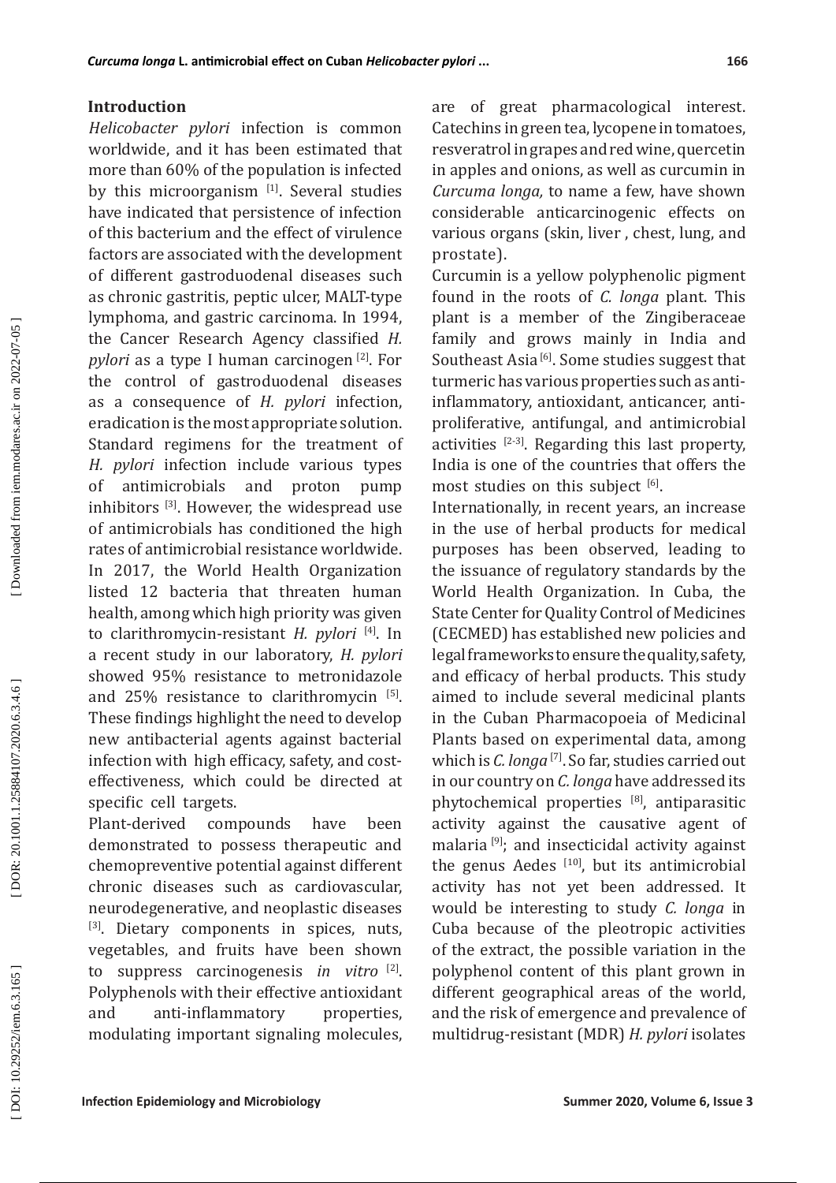## Introduction

*Helicobacter pylori* infection is common worldwide, and it has been estimated that more than 60% of the population is infected by this microorganism [1]. Several studies have indicated that persistence of infection of this bacterium and the effect of virulence factors are associated with the development of different gastroduodenal diseases such as chronic gastritis, peptic ulcer, MALT-type lymphoma, and gastric carcinoma. In 1994, the Cancer Research Agency classified *H. pylori* as a type I human carcinogen [2]. For the control of gastroduodenal diseases as a consequence of *H. pylori* infection, eradication is the most appropriate solution. Standard regimens for the treatment of *H. pylori* infection include various types of antimicrobials and proton pump inhibitors [3]. However, the widespread use of antimicrobials has conditioned the high rates of antimicrobial resistance worldwide. In 2017, the World Health Organization listed 12 bacteria that threaten human health, among which high priority was given to clarithromycin-resistant *H. pylori* [4]. In a recent study in our laboratory, *H. pylori* showed 95% resistance to metronidazole and 25% resistance to clarithromycin [5]. These findings highlight the need to develop new antibacterial agents against bacterial infection with high efficacy, safety, and cost-effectiveness, which could be directed at specific cell targets.

Plant-derived compounds have been demonstrated to possess therapeutic and chemopreventive potential against different chronic diseases such as cardiovascular, neurodegenerative, and neoplastic diseases [3]. Dietary components in spices, nuts, vegetables, and fruits have been shown to suppress carcinogenesis *in vitro* [2]. Polyphenols with their effective antioxidant and anti-inflammatory properties, modulating important signaling molecules, are of great pharmacological interest. Catechins in green tea, lycopene in tomatoes, resveratrol in grapes and red wine, quercetin in apples and onions, as well as curcumin in *Curcuma longa,* to name a few, have shown considerable anticarcinogenic effects on various organs (skin, liver , chest, lung, and prostate).

Curcumin is a yellow polyphenolic pigment found in the roots of *C. longa* plant. This plant is a member of the Zingiberaceae family and grows mainly in India and Southeast Asia [6]. Some studies suggest that turmeric has various properties such as anti-inflammatory, antioxidant, anticancer, anti-proliferative, antifungal, and antimicrobial activities [2-3]. Regarding this last property, India is one of the countries that offers the most studies on this subject [6].

Internationally, in recent years, an increase in the use of herbal products for medical purposes has been observed, leading to the issuance of regulatory standards by the World Health Organization. In Cuba, the State Center for Quality Control of Medicines (CECMED) has established new policies and legal frameworks to ensure the quality, safety, and efficacy of herbal products. This study aimed to include several medicinal plants in the Cuban Pharmacopoeia of Medicinal Plants based on experimental data, among which is *C. longa* [7]. So far, studies carried out in our country on *C. longa* have addressed its phytochemical properties [8], antiparasitic activity against the causative agent of malaria [9]; and insecticidal activity against the genus Aedes [10], but its antimicrobial activity has not yet been addressed. It would be interesting to study *C. longa* in Cuba because of the pleotropic activities of the extract, the possible variation in the polyphenol content of this plant grown in different geographical areas of the world, and the risk of emergence and prevalence of multidrug-resistant (MDR) *H. pylori* isolates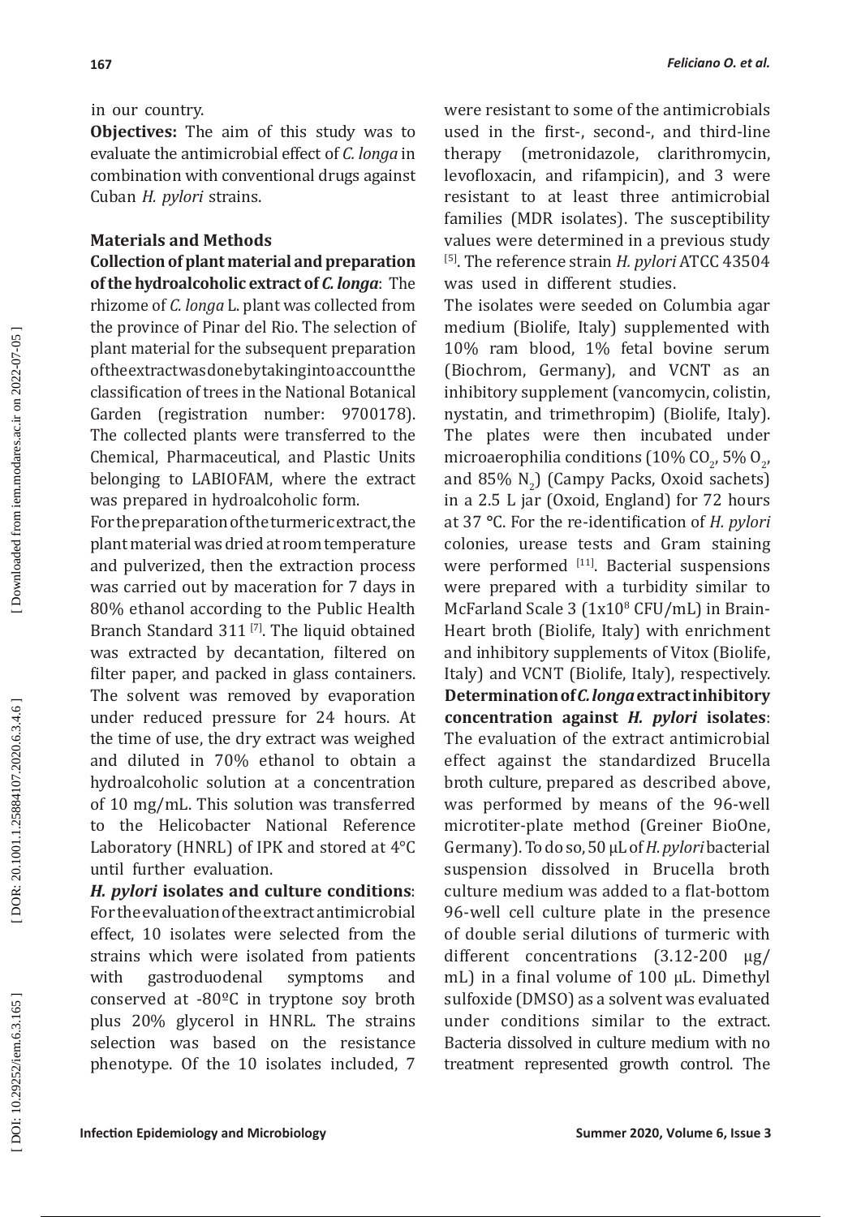in our country.

**Objectives:** The aim of this study was to evaluate the antimicrobial effect of *C. longa* in combination with conventional drugs against Cuban *H. pylori* strains.

## Materials and Methods

**Collection of plant material and preparation of the hydroalcoholic extract of *C. longa***: The rhizome of *C. longa* L. plant was collected from the province of Pinar del Rio. The selection of plant material for the subsequent preparation of the extract was done by taking into account the classification of trees in the National Botanical Garden (registration number: 9700178). The collected plants were transferred to the Chemical, Pharmaceutical, and Plastic Units belonging to LABIOFAM, where the extract was prepared in hydroalcoholic form.

For the preparation of the turmeric extract, the plant material was dried at room temperature and pulverized, then the extraction process was carried out by maceration for 7 days in 80% ethanol according to the Public Health Branch Standard 311 [7]. The liquid obtained was extracted by decantation, filtered on filter paper, and packed in glass containers. The solvent was removed by evaporation under reduced pressure for 24 hours. At the time of use, the dry extract was weighed and diluted in 70% ethanol to obtain a hydroalcoholic solution at a concentration of 10 mg/mL. This solution was transferred to the Helicobacter National Reference Laboratory (HNRL) of IPK and stored at 4°C until further evaluation.

***H. pylori* isolates and culture conditions**: For the evaluation of the extract antimicrobial effect, 10 isolates were selected from the strains which were isolated from patients with gastroduodenal symptoms and conserved at -80ºC in tryptone soy broth plus 20% glycerol in HNRL. The strains selection was based on the resistance phenotype. Of the 10 isolates included, 7 were resistant to some of the antimicrobials used in the first-, second-, and third-line therapy (metronidazole, clarithromycin, levofloxacin, and rifampicin), and 3 were resistant to at least three antimicrobial families (MDR isolates). The susceptibility values were determined in a previous study [5]. The reference strain *H. pylori* ATCC 43504 was used in different studies.

The isolates were seeded on Columbia agar medium (Biolife, Italy) supplemented with 10% ram blood, 1% fetal bovine serum (Biochrom, Germany), and VCNT as an inhibitory supplement (vancomycin, colistin, nystatin, and trimethropim) (Biolife, Italy). The plates were then incubated under microaerophilia conditions (10% $CO_2$, 5% $O_2$, and 85% $N_2$) (Campy Packs, Oxoid sachets) in a 2.5 L jar (Oxoid, England) for 72 hours at 37 °C. For the re-identification of *H. pylori* colonies, urease tests and Gram staining were performed [11]. Bacterial suspensions were prepared with a turbidity similar to McFarland Scale 3 ($1\times10^8$ CFU/mL) in Brain-Heart broth (Biolife, Italy) with enrichment and inhibitory supplements of Vitox (Biolife, Italy) and VCNT (Biolife, Italy), respectively.

**Determination of *C. longa* extract inhibitory concentration against *H. pylori* isolates**: The evaluation of the extract antimicrobial effect against the standardized Brucella broth culture, prepared as described above, was performed by means of the 96-well microtiter-plate method (Greiner BioOne, Germany). To do so, 50 μL of *H. pylori* bacterial suspension dissolved in Brucella broth culture medium was added to a flat-bottom 96-well cell culture plate in the presence of double serial dilutions of turmeric with different concentrations (3.12-200 μg/mL) in a final volume of 100 μL. Dimethyl sulfoxide (DMSO) as a solvent was evaluated under conditions similar to the extract. Bacteria dissolved in culture medium with no treatment represented growth control. The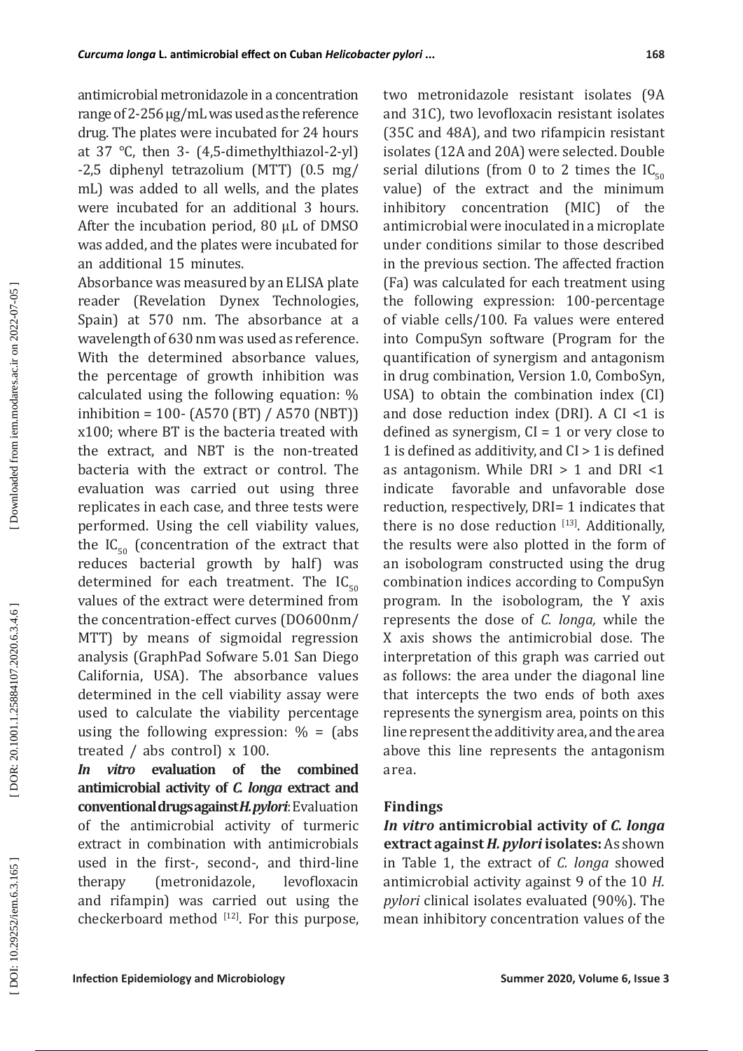antimicrobial metronidazole in a concentration range of 2-256 μg/mL was used as the reference drug. The plates were incubated for 24 hours at 37 °C, then 3- (4,5-dimethylthiazol-2-yl) -2,5 diphenyl tetrazolium (MTT) (0.5 mg/mL) was added to all wells, and the plates were incubated for an additional 3 hours. After the incubation period, 80 µL of DMSO was added, and the plates were incubated for an additional 15 minutes.

Absorbance was measured by an ELISA plate reader (Revelation Dynex Technologies, Spain) at 570 nm. The absorbance at a wavelength of 630 nm was used as reference. With the determined absorbance values, the percentage of growth inhibition was calculated using the following equation: % inhibition = 100- (A570 (BT) / A570 (NBT)) x100; where BT is the bacteria treated with the extract, and NBT is the non-treated bacteria with the extract or control. The evaluation was carried out using three replicates in each case, and three tests were performed. Using the cell viability values, the $IC_{50}$ (concentration of the extract that reduces bacterial growth by half) was determined for each treatment. The $IC_{50}$ values of the extract were determined from the concentration-effect curves (DO600nm/MTT) by means of sigmoidal regression analysis (GraphPad Sofware 5.01 San Diego California, USA). The absorbance values determined in the cell viability assay were used to calculate the viability percentage using the following expression: % = (abs treated / abs control) x 100.

***In vitro* evaluation of the combined antimicrobial activity of *C. longa* extract and conventional drugs against *H. pylori***: Evaluation of the antimicrobial activity of turmeric extract in combination with antimicrobials used in the first-, second-, and third-line therapy (metronidazole, levofloxacin and rifampin) was carried out using the checkerboard method [12]. For this purpose, two metronidazole resistant isolates (9A and 31C), two levofloxacin resistant isolates (35C and 48A), and two rifampicin resistant isolates (12A and 20A) were selected. Double serial dilutions (from 0 to 2 times the $IC_{50}$ value) of the extract and the minimum inhibitory concentration (MIC) of the antimicrobial were inoculated in a microplate under conditions similar to those described in the previous section. The affected fraction (Fa) was calculated for each treatment using the following expression: 100-percentage of viable cells/100. Fa values were entered into CompuSyn software (Program for the quantification of synergism and antagonism in drug combination, Version 1.0, ComboSyn, USA) to obtain the combination index (CI) and dose reduction index (DRI). A CI <1 is defined as synergism, CI = 1 or very close to 1 is defined as additivity, and CI > 1 is defined as antagonism. While DRI > 1 and DRI <1 indicate favorable and unfavorable dose reduction, respectively, DRI= 1 indicates that there is no dose reduction [13]. Additionally, the results were also plotted in the form of an isobologram constructed using the drug combination indices according to CompuSyn program. In the isobologram, the Y axis represents the dose of *C. longa,* while the X axis shows the antimicrobial dose. The interpretation of this graph was carried out as follows: the area under the diagonal line that intercepts the two ends of both axes represents the synergism area, points on this line represent the additivity area, and the area above this line represents the antagonism area.

## Findings

***In vitro* antimicrobial activity of *C. longa* extract against *H. pylori* isolates:** As shown in Table 1, the extract of *C. longa* showed antimicrobial activity against 9 of the 10 *H. pylori* clinical isolates evaluated (90%). The mean inhibitory concentration values of the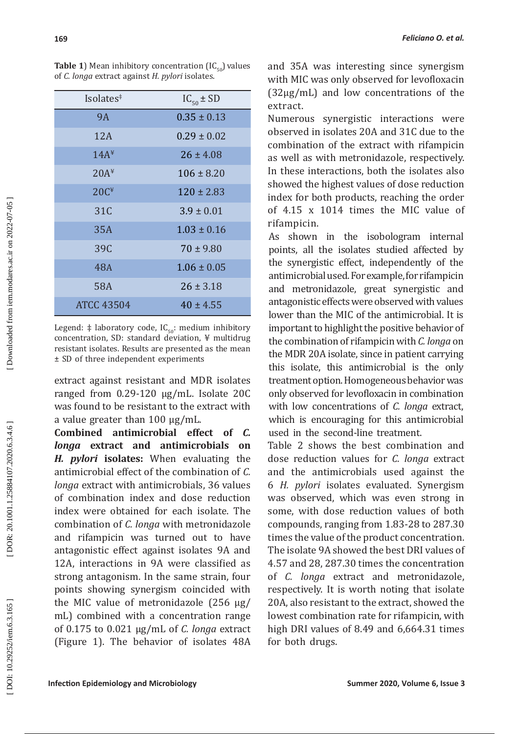**Table 1**) Mean inhibitory concentration ($IC_{50}$) values of *C. longa* extract against *H. pylori* isolates.

| Isolates‡ | $IC_{50}$ ± SD |
|---|---|
| 9A | 0.35 ± 0.13 |
| 12A | 0.29 ± 0.02 |
| 14A¥ | 26 ± 4.08 |
| 20A¥ | 106 ± 8.20 |
| 20C¥ | 120 ± 2.83 |
| 31C | 3.9 ± 0.01 |
| 35A | 1.03 ± 0.16 |
| 39C | 70 ± 9.80 |
| 48A | 1.06 ± 0.05 |
| 58A | 26 ± 3.18 |
| ATCC 43504 | 40 ± 4.55 |

Legend: ‡ laboratory code, $IC_{50}$: medium inhibitory concentration, SD: standard deviation, ¥ multidrug resistant isolates. Results are presented as the mean ± SD of three independent experiments

extract against resistant and MDR isolates ranged from 0.29-120 µg/mL. Isolate 20C was found to be resistant to the extract with a value greater than 100 µg/mL.

**Combined antimicrobial effect of *C. longa* extract and antimicrobials on *H. pylori* isolates:** When evaluating the antimicrobial effect of the combination of *C. longa* extract with antimicrobials, 36 values of combination index and dose reduction index were obtained for each isolate. The combination of *C. longa* with metronidazole and rifampicin was turned out to have antagonistic effect against isolates 9A and 12A, interactions in 9A were classified as strong antagonism. In the same strain, four points showing synergism coincided with the MIC value of metronidazole (256 µg/mL) combined with a concentration range of 0.175 to 0.021 µg/mL of *C. longa* extract (Figure 1). The behavior of isolates 48A and 35A was interesting since synergism with MIC was only observed for levofloxacin (32µg/mL) and low concentrations of the extract.

Numerous synergistic interactions were observed in isolates 20A and 31C due to the combination of the extract with rifampicin as well as with metronidazole, respectively. In these interactions, both the isolates also showed the highest values of dose reduction index for both products, reaching the order of 4.15 x 1014 times the MIC value of rifampicin.

As shown in the isobologram internal points, all the isolates studied affected by the synergistic effect, independently of the antimicrobial used. For example, for rifampicin and metronidazole, great synergistic and antagonistic effects were observed with values lower than the MIC of the antimicrobial. It is important to highlight the positive behavior of the combination of rifampicin with *C. longa* on the MDR 20A isolate, since in patient carrying this isolate, this antimicrobial is the only treatment option. Homogeneous behavior was only observed for levofloxacin in combination with low concentrations of *C. longa* extract, which is encouraging for this antimicrobial used in the second-line treatment.

Table 2 shows the best combination and dose reduction values for *C. longa* extract and the antimicrobials used against the 6 *H. pylori* isolates evaluated. Synergism was observed, which was even strong in some, with dose reduction values of both compounds, ranging from 1.83-28 to 287.30 times the value of the product concentration. The isolate 9A showed the best DRI values of 4.57 and 28, 287.30 times the concentration of *C. longa* extract and metronidazole, respectively. It is worth noting that isolate 20A, also resistant to the extract, showed the lowest combination rate for rifampicin, with high DRI values of 8.49 and 6,664.31 times for both drugs.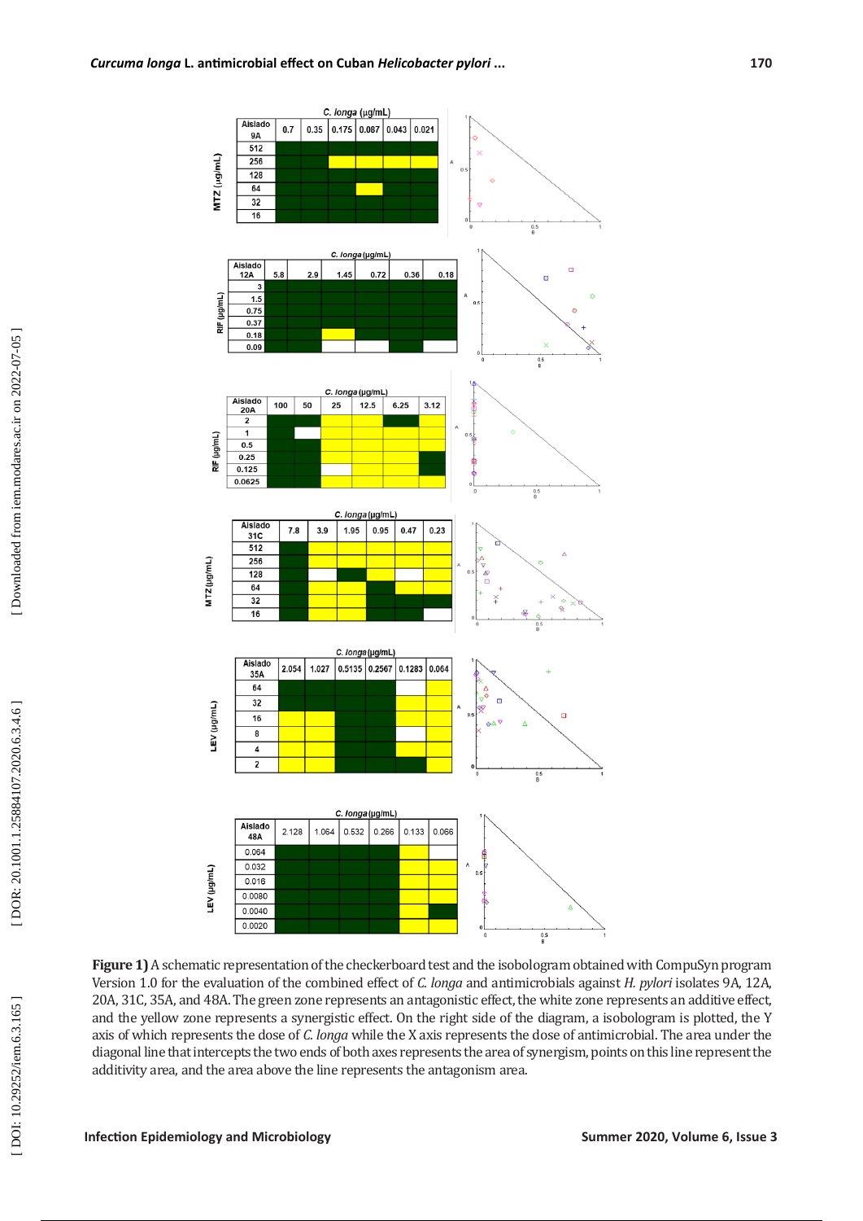**Figure 1)** A schematic representation of the checkerboard test and the isobologram obtained with CompuSyn program Version 1.0 for the evaluation of the combined effect of *C. longa* and antimicrobials against *H. pylori* isolates 9A, 12A, 20A, 31C, 35A, and 48A. The green zone represents an antagonistic effect, the white zone represents an additive effect, and the yellow zone represents a synergistic effect. On the right side of the diagram, a isobologram is plotted, the Y axis of which represents the dose of *C. longa* while the X axis represents the dose of antimicrobial. The area under the diagonal line that intercepts the two ends of both axes represents the area of synergism, points on this line represent the additivity area, and the area above the line represents the antagonism area.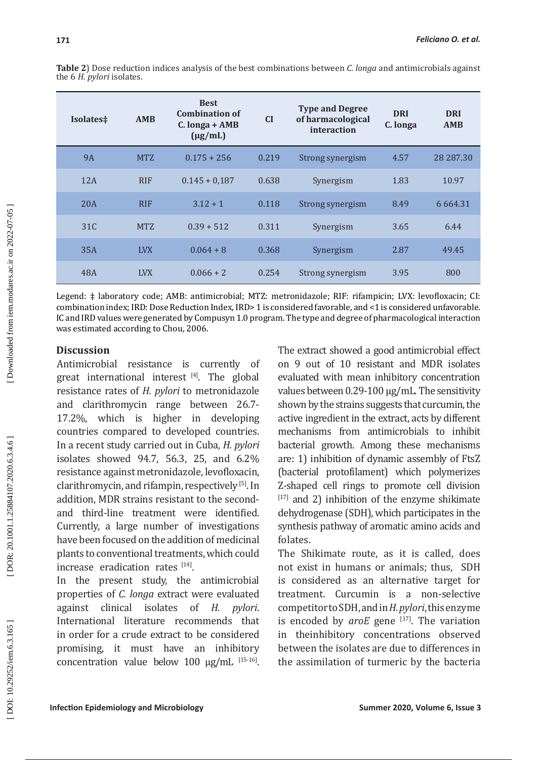**Table 2**) Dose reduction indices analysis of the best combinations between *C. longa* and antimicrobials against the 6 *H. pylori* isolates.

| Isolates‡ | AMB | Best Combination of C. longa + AMB (µg/mL) | CI | Type and Degree of harmacological interaction | DRI C. longa | DRI AMB |
|---|---|---|---|---|---|---|
| 9A | MTZ | 0.175 + 256 | 0.219 | Strong synergism | 4.57 | 28 287.30 |
| 12A | RIF | 0.145 + 0,187 | 0.638 | Synergism | 1.83 | 10.97 |
| 20A | RIF | 3.12 + 1 | 0.118 | Strong synergism | 8.49 | 6 664.31 |
| 31C | MTZ | 0.39 + 512 | 0.311 | Synergism | 3.65 | 6.44 |
| 35A | LVX | 0.064 + 8 | 0.368 | Synergism | 2.87 | 49.45 |
| 48A | LVX | 0.066 + 2 | 0.254 | Strong synergism | 3.95 | 800 |

Legend: ‡ laboratory code; AMB: antimicrobial; MTZ: metronidazole; RIF: rifampicin; LVX: levofloxacin; CI: combination index; IRD: Dose Reduction Index, IRD> 1 is considered favorable, and <1 is considered unfavorable. IC and IRD values were generated by Compusyn 1.0 program. The type and degree of pharmacological interaction was estimated according to Chou, 2006.

## Discussion

Antimicrobial resistance is currently of great international interest [4]. The global resistance rates of *H. pylori* to metronidazole and clarithromycin range between 26.7-17.2%, which is higher in developing countries compared to developed countries. In a recent study carried out in Cuba, *H. pylori* isolates showed 94.7, 56.3, 25, and 6.2% resistance against metronidazole, levofloxacin, clarithromycin, and rifampin, respectively [5]. In addition, MDR strains resistant to the second- and third-line treatment were identified. Currently, a large number of investigations have been focused on the addition of medicinal plants to conventional treatments, which could increase eradication rates [14].

In the present study, the antimicrobial properties of *C. longa* extract were evaluated against clinical isolates of *H. pylori*. International literature recommends that in order for a crude extract to be considered promising, it must have an inhibitory concentration value below 100 µg/mL [15-16]. The extract showed a good antimicrobial effect on 9 out of 10 resistant and MDR isolates evaluated with mean inhibitory concentration values between 0.29-100 µg/mL. The sensitivity shown by the strains suggests that curcumin, the active ingredient in the extract, acts by different mechanisms from antimicrobials to inhibit bacterial growth. Among these mechanisms are: 1) inhibition of dynamic assembly of FtsZ (bacterial protofilament) which polymerizes Z-shaped cell rings to promote cell division [17] and 2) inhibition of the enzyme shikimate dehydrogenase (SDH), which participates in the synthesis pathway of aromatic amino acids and folates.

The Shikimate route, as it is called, does not exist in humans or animals; thus, SDH is considered as an alternative target for treatment. Curcumin is a non-selective competitor to SDH, and in *H. pylori*, this enzyme is encoded by *aroE* gene [17]. The variation in theinhibitory concentrations observed between the isolates are due to differences in the assimilation of turmeric by the bacteria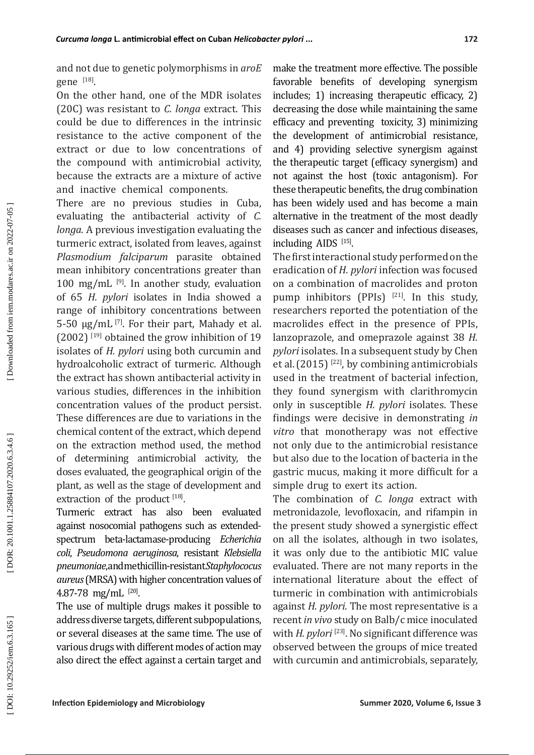and not due to genetic polymorphisms in *aroE* gene [18].

On the other hand, one of the MDR isolates (20C) was resistant to *C. longa* extract. This could be due to differences in the intrinsic resistance to the active component of the extract or due to low concentrations of the compound with antimicrobial activity, because the extracts are a mixture of active and inactive chemical components.

There are no previous studies in Cuba, evaluating the antibacterial activity of *C. longa*. A previous investigation evaluating the turmeric extract, isolated from leaves, against *Plasmodium falciparum* parasite obtained mean inhibitory concentrations greater than 100 mg/mL [9]. In another study, evaluation of 65 *H. pylori* isolates in India showed a range of inhibitory concentrations between 5-50 μg/mL [7]. For their part, Mahady et al. (2002) [19] obtained the grow inhibition of 19 isolates of *H. pylori* using both curcumin and hydroalcoholic extract of turmeric. Although the extract has shown antibacterial activity in various studies, differences in the inhibition concentration values of the product persist. These differences are due to variations in the chemical content of the extract, which depend on the extraction method used, the method of determining antimicrobial activity, the doses evaluated, the geographical origin of the plant, as well as the stage of development and extraction of the product [18].

Turmeric extract has also been evaluated against nosocomial pathogens such as extended-spectrum beta-lactamase-producing *Echerichia coli*, *Pseudomona aeruginosa*, resistant *Klebsiella pneumoniae*, and methicillin-resistant *Staphylococus aureus* (MRSA) with higher concentration values of 4.87-78 mg/mL [20].

The use of multiple drugs makes it possible to address diverse targets, different subpopulations, or several diseases at the same time. The use of various drugs with different modes of action may also direct the effect against a certain target and make the treatment more effective. The possible favorable benefits of developing synergism includes; 1) increasing therapeutic efficacy, 2) decreasing the dose while maintaining the same efficacy and preventing toxicity, 3) minimizing the development of antimicrobial resistance, and 4) providing selective synergism against the therapeutic target (efficacy synergism) and not against the host (toxic antagonism). For these therapeutic benefits, the drug combination has been widely used and has become a main alternative in the treatment of the most deadly diseases such as cancer and infectious diseases, including AIDS [15].

The first interactional study performed on the eradication of *H. pylori* infection was focused on a combination of macrolides and proton pump inhibitors (PPIs) [21]. In this study, researchers reported the potentiation of the macrolides effect in the presence of PPIs, lanzoprazole, and omeprazole against 38 *H. pylori* isolates. In a subsequent study by Chen et al. (2015) [22], by combining antimicrobials used in the treatment of bacterial infection, they found synergism with clarithromycin only in susceptible *H. pylori* isolates. These findings were decisive in demonstrating *in vitro* that monotherapy was not effective not only due to the antimicrobial resistance but also due to the location of bacteria in the gastric mucus, making it more difficult for a simple drug to exert its action.

The combination of *C. longa* extract with metronidazole, levofloxacin, and rifampin in the present study showed a synergistic effect on all the isolates, although in two isolates, it was only due to the antibiotic MIC value evaluated. There are not many reports in the international literature about the effect of turmeric in combination with antimicrobials against *H. pylori*. The most representative is a recent *in vivo* study on Balb/c mice inoculated with *H. pylori* [23]. No significant difference was observed between the groups of mice treated with curcumin and antimicrobials, separately,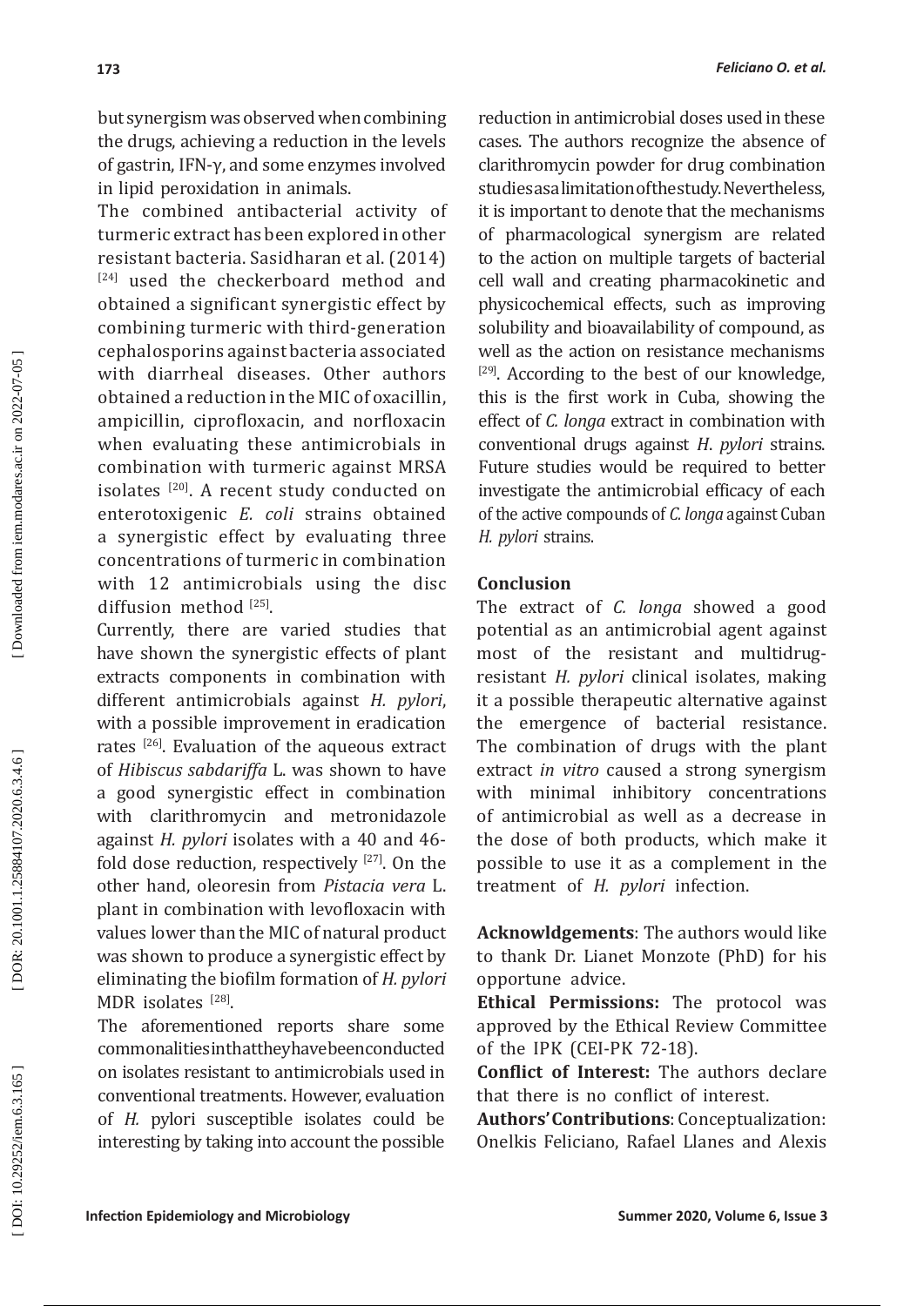but synergism was observed when combining the drugs, achieving a reduction in the levels of gastrin, IFN-γ, and some enzymes involved in lipid peroxidation in animals.

The combined antibacterial activity of turmeric extract has been explored in other resistant bacteria. Sasidharan et al. (2014) [24] used the checkerboard method and obtained a significant synergistic effect by combining turmeric with third-generation cephalosporins against bacteria associated with diarrheal diseases. Other authors obtained a reduction in the MIC of oxacillin, ampicillin, ciprofloxacin, and norfloxacin when evaluating these antimicrobials in combination with turmeric against MRSA isolates [20]. A recent study conducted on enterotoxigenic *E. coli* strains obtained a synergistic effect by evaluating three concentrations of turmeric in combination with 12 antimicrobials using the disc diffusion method [25].

Currently, there are varied studies that have shown the synergistic effects of plant extracts components in combination with different antimicrobials against *H. pylori*, with a possible improvement in eradication rates [26]. Evaluation of the aqueous extract of *Hibiscus sabdariffa* L. was shown to have a good synergistic effect in combination with clarithromycin and metronidazole against *H. pylori* isolates with a 40 and 46-fold dose reduction, respectively [27]. On the other hand, oleoresin from *Pistacia vera* L. plant in combination with levofloxacin with values lower than the MIC of natural product was shown to produce a synergistic effect by eliminating the biofilm formation of *H. pylori* MDR isolates [28].

The aforementioned reports share some commonalities in that they have been conducted on isolates resistant to antimicrobials used in conventional treatments. However, evaluation of *H.* pylori susceptible isolates could be interesting by taking into account the possible reduction in antimicrobial doses used in these cases. The authors recognize the absence of clarithromycin powder for drug combination studies as a limitation of the study. Nevertheless, it is important to denote that the mechanisms of pharmacological synergism are related to the action on multiple targets of bacterial cell wall and creating pharmacokinetic and physicochemical effects, such as improving solubility and bioavailability of compound, as well as the action on resistance mechanisms [29]. According to the best of our knowledge, this is the first work in Cuba, showing the effect of *C. longa* extract in combination with conventional drugs against *H. pylori* strains. Future studies would be required to better investigate the antimicrobial efficacy of each of the active compounds of *C. longa* against Cuban *H. pylori* strains.

## Conclusion

The extract of *C. longa* showed a good potential as an antimicrobial agent against most of the resistant and multidrug-resistant *H. pylori* clinical isolates, making it a possible therapeutic alternative against the emergence of bacterial resistance. The combination of drugs with the plant extract *in vitro* caused a strong synergism with minimal inhibitory concentrations of antimicrobial as well as a decrease in the dose of both products, which make it possible to use it as a complement in the treatment of *H. pylori* infection.

**Acknowldgements**: The authors would like to thank Dr. Lianet Monzote (PhD) for his opportune advice.

**Ethical Permissions:** The protocol was approved by the Ethical Review Committee of the IPK (CEI-PK 72-18).

**Conflict of Interest:** The authors declare that there is no conflict of interest.

**Authors' Contribustions**: Conceptualization: Onelkis Feliciano, Rafael Llanes and Alexis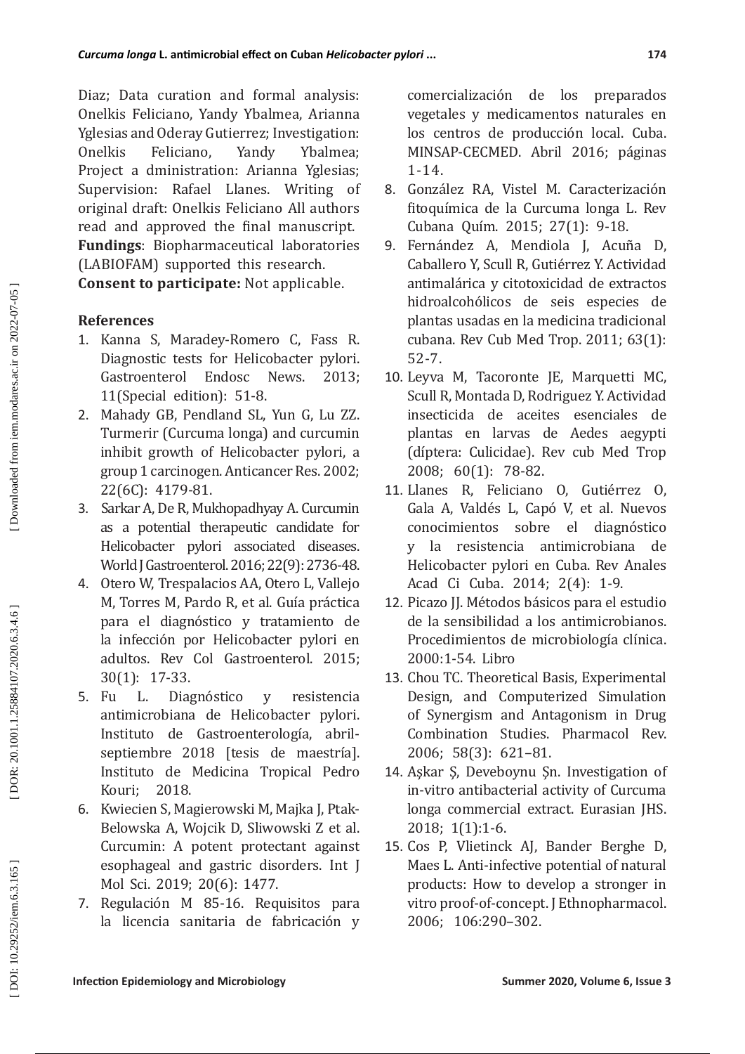Diaz; Data curation and formal analysis: Onelkis Feliciano, Yandy Ybalmea, Arianna Yglesias and Oderay Gutierrez; Investigation: Onelkis Feliciano, Yandy Ybalmea; Project a dministration: Arianna Yglesias; Supervision: Rafael Llanes. Writing of original draft: Onelkis Feliciano All authors read and approved the final manuscript.
**Fundings**: Biopharmaceutical laboratories (LABIOFAM) supported this research.
**Consent to participate:** Not applicable.

### References

1. Kanna S, Maradey-Romero C, Fass R. Diagnostic tests for Helicobacter pylori. Gastroenterol Endosc News. 2013; 11(Special edition): 51-8.
2. Mahady GB, Pendland SL, Yun G, Lu ZZ. Turmerir (Curcuma longa) and curcumin inhibit growth of Helicobacter pylori, a group 1 carcinogen. Anticancer Res. 2002; 22(6C): 4179-81.
3. Sarkar A, De R, Mukhopadhyay A. Curcumin as a potential therapeutic candidate for Helicobacter pylori associated diseases. World J Gastroenterol. 2016; 22(9): 2736-48.
4. Otero W, Trespalacios AA, Otero L, Vallejo M, Torres M, Pardo R, et al. Guía práctica para el diagnóstico y tratamiento de la infección por Helicobacter pylori en adultos. Rev Col Gastroenterol. 2015; 30(1): 17-33.
5. Fu L. Diagnóstico y resistencia antimicrobiana de Helicobacter pylori. Instituto de Gastroenterología, abril-septiembre 2018 [tesis de maestría]. Instituto de Medicina Tropical Pedro Kouri; 2018.
6. Kwiecien S, Magierowski M, Majka J, Ptak-Belowska A, Wojcik D, Sliwowski Z et al. Curcumin: A potent protectant against esophageal and gastric disorders. Int J Mol Sci. 2019; 20(6): 1477.
7. Regulación M 85-16. Requisitos para la licencia sanitaria de fabricación y comercialización de los preparados vegetales y medicamentos naturales en los centros de producción local. Cuba. MINSAP-CECMED. Abril 2016; páginas 1-14.
8. González RA, Vistel M. Caracterización fitoquímica de la Curcuma longa L. Rev Cubana Quím. 2015; 27(1): 9-18.
9. Fernández A, Mendiola J, Acuña D, Caballero Y, Scull R, Gutiérrez Y. Actividad antimalárica y citotoxicidad de extractos hidroalcohólicos de seis especies de plantas usadas en la medicina tradicional cubana. Rev Cub Med Trop. 2011; 63(1): 52-7.
10. Leyva M, Tacoronte JE, Marquetti MC, Scull R, Montada D, Rodriguez Y. Actividad insecticida de aceites esenciales de plantas en larvas de Aedes aegypti (díptera: Culicidae). Rev cub Med Trop 2008; 60(1): 78-82.
11. Llanes R, Feliciano O, Gutiérrez O, Gala A, Valdés L, Capó V, et al. Nuevos conocimientos sobre el diagnóstico y la resistencia antimicrobiana de Helicobacter pylori en Cuba. Rev Anales Acad Ci Cuba. 2014; 2(4): 1-9.
12. Picazo JJ. Métodos básicos para el estudio de la sensibilidad a los antimicrobianos. Procedimientos de microbiología clínica. 2000:1-54. Libro
13. Chou TC. Theoretical Basis, Experimental Design, and Computerized Simulation of Synergism and Antagonism in Drug Combination Studies. Pharmacol Rev. 2006; 58(3): 621–81.
14. Aşkar Ş, Deveboynu Şn. Investigation of in-vitro antibacterial activity of Curcuma longa commercial extract. Eurasian JHS. 2018; 1(1):1-6.
15. Cos P, Vlietinck AJ, Bander Berghe D, Maes L. Anti-infective potential of natural products: How to develop a stronger in vitro proof-of-concept. J Ethnopharmacol. 2006; 106:290–302.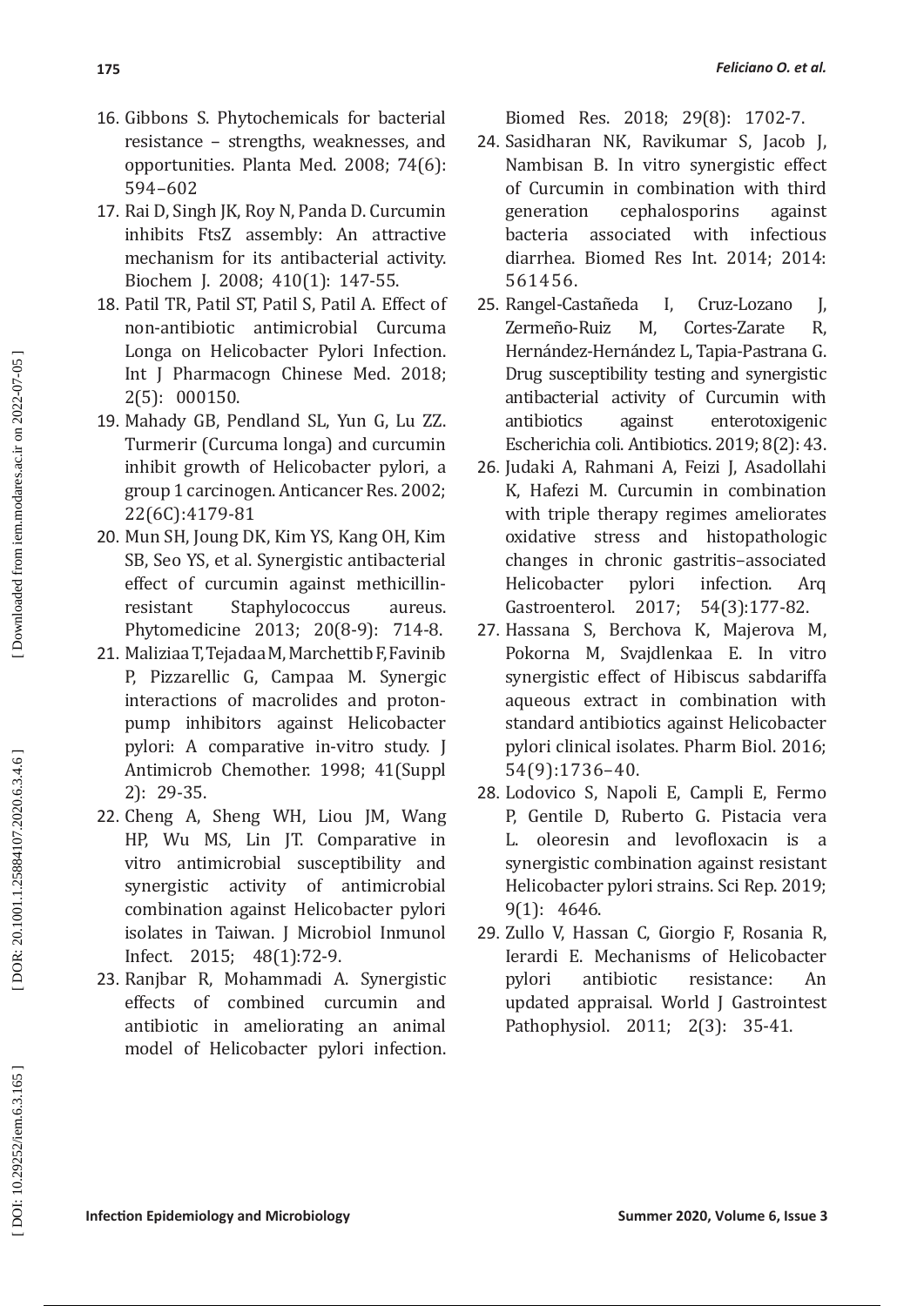16. Gibbons S. Phytochemicals for bacterial resistance – strengths, weaknesses, and opportunities. Planta Med. 2008; 74(6): 594–602
17. Rai D, Singh JK, Roy N, Panda D. Curcumin inhibits FtsZ assembly: An attractive mechanism for its antibacterial activity. Biochem J. 2008; 410(1): 147-55.
18. Patil TR, Patil ST, Patil S, Patil A. Effect of non-antibiotic antimicrobial Curcuma Longa on Helicobacter Pylori Infection. Int J Pharmacogn Chinese Med. 2018; 2(5): 000150.
19. Mahady GB, Pendland SL, Yun G, Lu ZZ. Turmerir (Curcuma longa) and curcumin inhibit growth of Helicobacter pylori, a group 1 carcinogen. Anticancer Res. 2002; 22(6C):4179-81
20. Mun SH, Joung DK, Kim YS, Kang OH, Kim SB, Seo YS, et al. Synergistic antibacterial effect of curcumin against methicillin-resistant Staphylococcus aureus. Phytomedicine 2013; 20(8-9): 714-8.
21. Maliziaa T, Tejadaa M, Marchettib F, Favinib P, Pizzarellic G, Campaa M. Synergic interactions of macrolides and proton-pump inhibitors against Helicobacter pylori: A comparative in-vitro study. J Antimicrob Chemother. 1998; 41(Suppl 2): 29-35.
22. Cheng A, Sheng WH, Liou JM, Wang HP, Wu MS, Lin JT. Comparative in vitro antimicrobial susceptibility and synergistic activity of antimicrobial combination against Helicobacter pylori isolates in Taiwan. J Microbiol Inmunol Infect. 2015; 48(1):72-9.
23. Ranjbar R, Mohammadi A. Synergistic effects of combined curcumin and antibiotic in ameliorating an animal model of Helicobacter pylori infection. Biomed Res. 2018; 29(8): 1702-7.
24. Sasidharan NK, Ravikumar S, Jacob J, Nambisan B. In vitro synergistic effect of Curcumin in combination with third generation cephalosporins against bacteria associated with infectious diarrhea. Biomed Res Int. 2014; 2014: 561456.
25. Rangel-Castañeda I, Cruz-Lozano J, Zermeño-Ruiz M, Cortes-Zarate R, Hernández-Hernández L, Tapia-Pastrana G. Drug susceptibility testing and synergistic antibacterial activity of Curcumin with antibiotics against enterotoxigenic Escherichia coli. Antibiotics. 2019; 8(2): 43.
26. Judaki A, Rahmani A, Feizi J, Asadollahi K, Hafezi M. Curcumin in combination with triple therapy regimes ameliorates oxidative stress and histopathologic changes in chronic gastritis–associated Helicobacter pylori infection. Arq Gastroenterol. 2017; 54(3):177-82.
27. Hassana S, Berchova K, Majerova M, Pokorna M, Svajdlenkaa E. In vitro synergistic effect of Hibiscus sabdariffa aqueous extract in combination with standard antibiotics against Helicobacter pylori clinical isolates. Pharm Biol. 2016; 54(9):1736–40.
28. Lodovico S, Napoli E, Campli E, Fermo P, Gentile D, Ruberto G. Pistacia vera L. oleoresin and levofloxacin is a synergistic combination against resistant Helicobacter pylori strains. Sci Rep. 2019; 9(1): 4646.
29. Zullo V, Hassan C, Giorgio F, Rosania R, Ierardi E. Mechanisms of Helicobacter pylori antibiotic resistance: An updated appraisal. World J Gastrointest Pathophysiol. 2011; 2(3): 35-41.